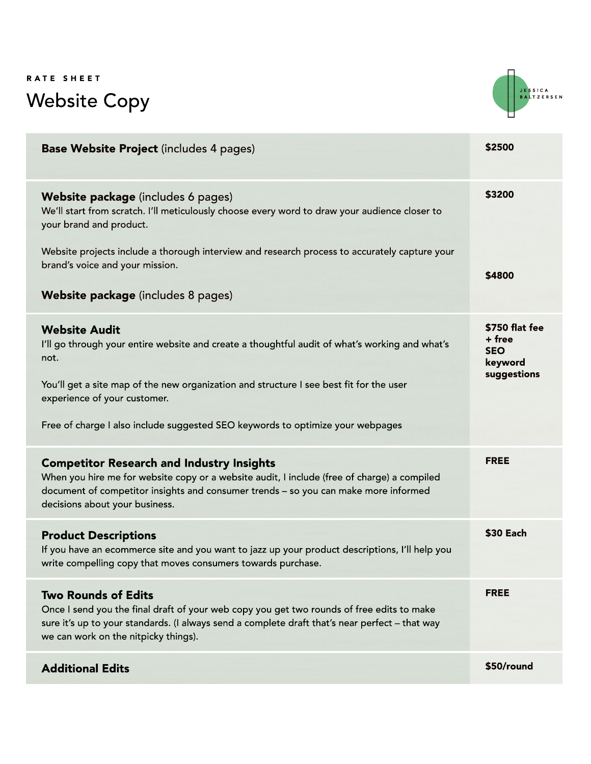RATE SHEET

# Website Copy

JESSICA BALTZERSEN

| Service | Price |
| --- | --- |
| **Base Website Project** (includes 4 pages) | **$2500** |
| **Website package** (includes 6 pages)<br>We'll start from scratch. I'll meticulously choose every word to draw your audience closer to your brand and product.<br><br>Website projects include a thorough interview and research process to accurately capture your brand's voice and your mission. | **$3200** |
| **Website package** (includes 8 pages) | **$4800** |
| **Website Audit**<br>I'll go through your entire website and create a thoughtful audit of what's working and what's not.<br><br>You'll get a site map of the new organization and structure I see best fit for the user experience of your customer.<br><br>Free of charge I also include suggested SEO keywords to optimize your webpages | **$750 flat fee + free SEO keyword suggestions** |
| **Competitor Research and Industry Insights**<br>When you hire me for website copy or a website audit, I include (free of charge) a compiled document of competitor insights and consumer trends – so you can make more informed decisions about your business. | **FREE** |
| **Product Descriptions**<br>If you have an ecommerce site and you want to jazz up your product descriptions, I'll help you write compelling copy that moves consumers towards purchase. | **$30 Each** |
| **Two Rounds of Edits**<br>Once I send you the final draft of your web copy you get two rounds of free edits to make sure it's up to your standards. (I always send a complete draft that's near perfect – that way we can work on the nitpicky things). | **FREE** |
| **Additional Edits** | **$50/round** |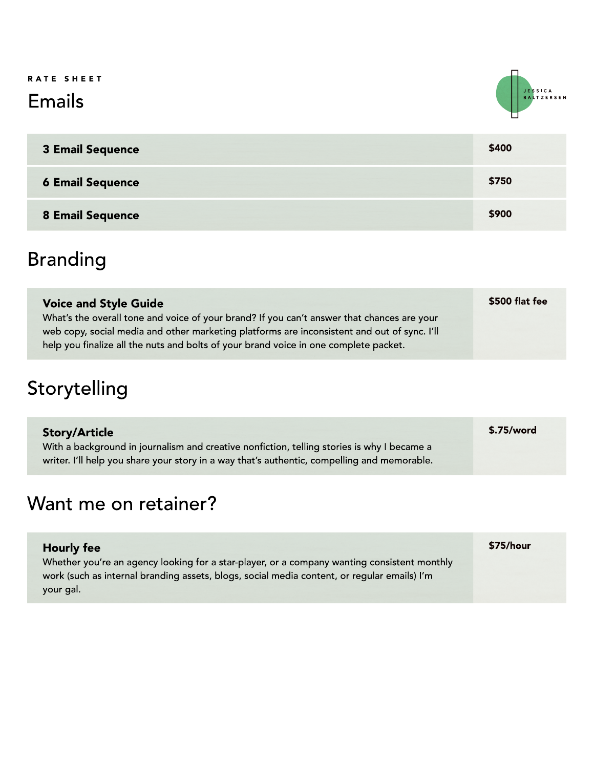RATE SHEET

# Emails

JESSICA BALTZERSEN

| | |
|---|---|
| **3 Email Sequence** | **$400** |
| **6 Email Sequence** | **$750** |
| **8 Email Sequence** | **$900** |

# Branding

| | |
|---|---|
| **Voice and Style Guide**<br>What's the overall tone and voice of your brand? If you can't answer that chances are your web copy, social media and other marketing platforms are inconsistent and out of sync. I'll help you finalize all the nuts and bolts of your brand voice in one complete packet. | **$500 flat fee** |

# Storytelling

| | |
|---|---|
| **Story/Article**<br>With a background in journalism and creative nonfiction, telling stories is why I became a writer. I'll help you share your story in a way that's authentic, compelling and memorable. | **$.75/word** |

# Want me on retainer?

| | |
|---|---|
| **Hourly fee**<br>Whether you're an agency looking for a star-player, or a company wanting consistent monthly work (such as internal branding assets, blogs, social media content, or regular emails) I'm your gal. | **$75/hour** |